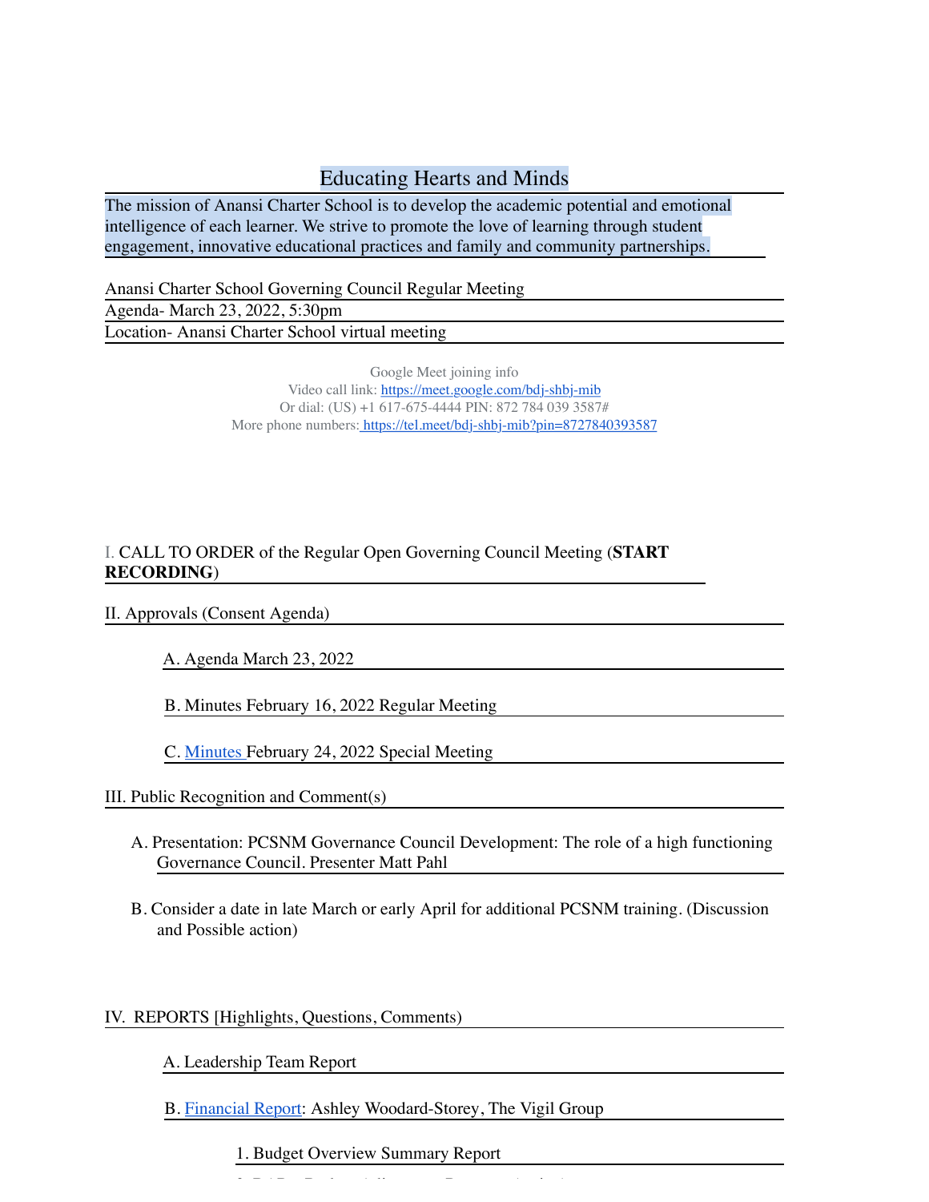# Educating Hearts and Minds

The mission of Anansi Charter School is to develop the academic potential and emotional intelligence of each learner. We strive to promote the love of learning through student engagement, innovative educational practices and family and community partnerships.

Anansi Charter School Governing Council Regular Meeting

Agenda- March 23, 2022, 5:30pm

Location- Anansi Charter School virtual meeting

Google Meet joining info
Video call link: https://meet.google.com/bdj-shbj-mib
Or dial: (US) +1 617-675-4444 PIN: 872 784 039 3587#
More phone numbers: https://tel.meet/bdj-shbj-mib?pin=8727840393587

I. CALL TO ORDER of the Regular Open Governing Council Meeting (**START RECORDING**)

II. Approvals (Consent Agenda)

A. Agenda March 23, 2022

B. Minutes February 16, 2022 Regular Meeting

C. Minutes February 24, 2022 Special Meeting

III. Public Recognition and Comment(s)

A. Presentation: PCSNM Governance Council Development: The role of a high functioning Governance Council. Presenter Matt Pahl

B. Consider a date in late March or early April for additional PCSNM training. (Discussion and Possible action)

IV. REPORTS [Highlights, Questions, Comments)

A. Leadership Team Report

B. Financial Report: Ashley Woodard-Storey, The Vigil Group

1. Budget Overview Summary Report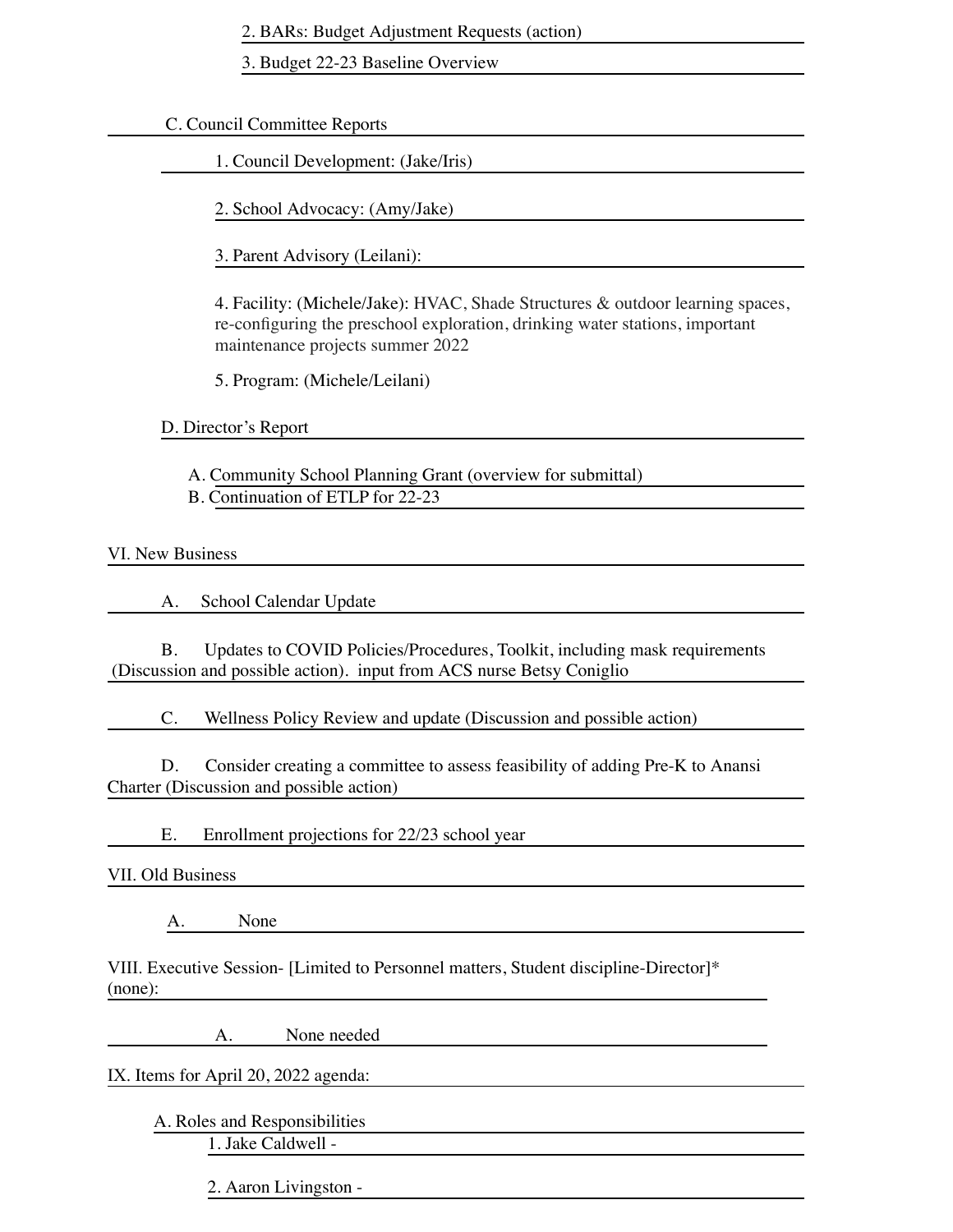2. BARs: Budget Adjustment Requests (action)

3. Budget 22-23 Baseline Overview

C. Council Committee Reports

1. Council Development: (Jake/Iris)

2. School Advocacy: (Amy/Jake)

3. Parent Advisory (Leilani):

4. Facility: (Michele/Jake): HVAC, Shade Structures & outdoor learning spaces, re-configuring the preschool exploration, drinking water stations, important maintenance projects summer 2022

5. Program: (Michele/Leilani)

D. Director's Report

A. Community School Planning Grant (overview for submittal)
B. Continuation of ETLP for 22-23

VI. New Business

A. School Calendar Update

B. Updates to COVID Policies/Procedures, Toolkit, including mask requirements (Discussion and possible action). input from ACS nurse Betsy Coniglio

C. Wellness Policy Review and update (Discussion and possible action)

D. Consider creating a committee to assess feasibility of adding Pre-K to Anansi Charter (Discussion and possible action)

E. Enrollment projections for 22/23 school year

VII. Old Business

A. None

VIII. Executive Session- [Limited to Personnel matters, Student discipline-Director]* (none):

A. None needed

IX. Items for April 20, 2022 agenda:

A. Roles and Responsibilities
1. Jake Caldwell -

2. Aaron Livingston -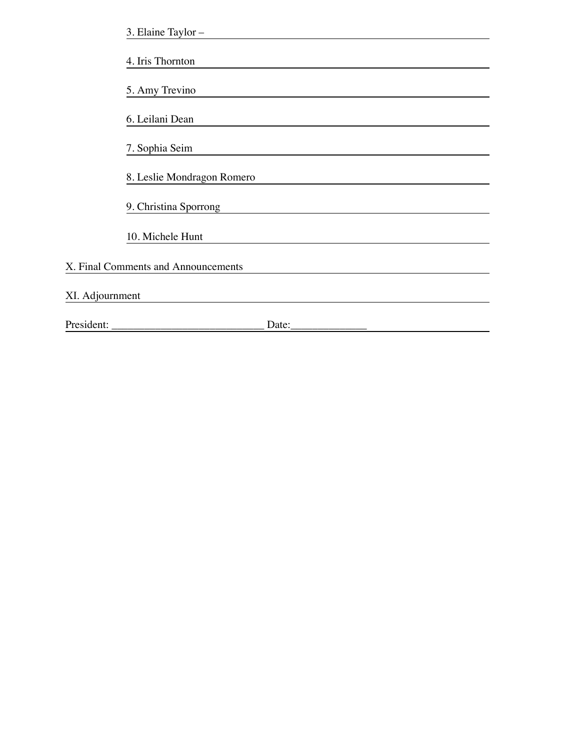3. Elaine Taylor –

4. Iris Thornton

5. Amy Trevino

6. Leilani Dean

7. Sophia Seim

8. Leslie Mondragon Romero

9. Christina Sporrong

10. Michele Hunt

X. Final Comments and Announcements

XI. Adjournment

President: ___________________________ Date:_____________